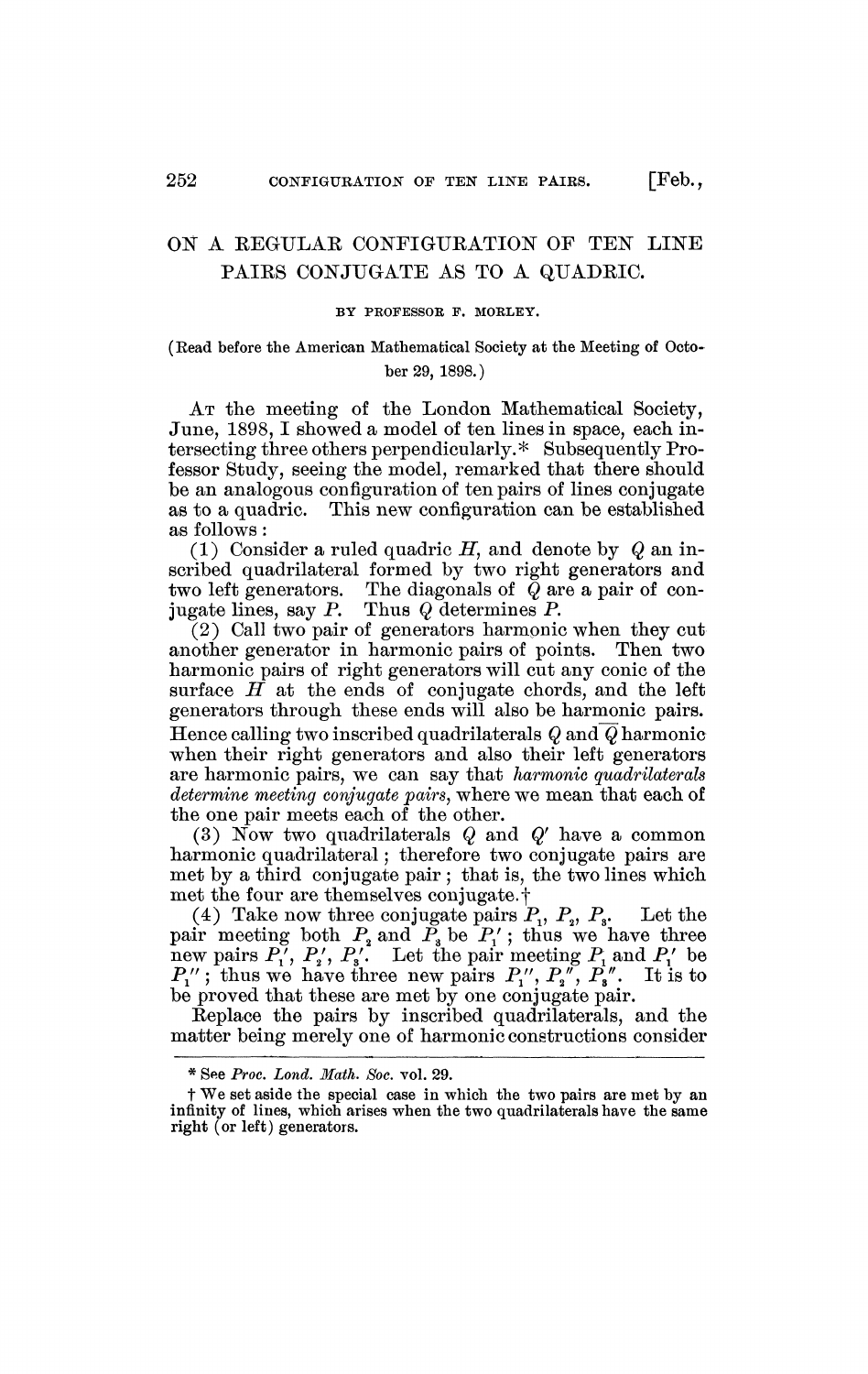# ON A REGULAR CONFIGURATION OF TEN LINE PAIRS CONJUGATE AS TO A QUADRIC.

BY PROFESSOR F. MORLEY.

(Read before the American Mathematical Society at the Meeting of October 29, 1898.)

At the meeting of the London Mathematical Society, June, 1898, I showed a model of ten lines in space, each intersecting three others perpendicularly.* Subsequently Professor Study, seeing the model, remarked that there should be an analogous configuration of ten pairs of lines conjugate as to a quadric. This new configuration can be established as follows:

(1) Consider a ruled quadric $H$, and denote by $Q$ an inscribed quadrilateral formed by two right generators and two left generators. The diagonals of $Q$ are a pair of conjugate lines, say $P$. Thus $Q$ determines $P$.

(2) Call two pair of generators harmonic when they cut another generator in harmonic pairs of points. Then two harmonic pairs of right generators will cut any conic of the surface $H$ at the ends of conjugate chords, and the left generators through these ends will also be harmonic pairs. Hence calling two inscribed quadrilaterals $Q$ and $\overline{Q}$ harmonic when their right generators and also their left generators are harmonic pairs, we can say that *harmonic quadrilaterals determine meeting conjugate pairs*, where we mean that each of the one pair meets each of the other.

(3) Now two quadrilaterals $Q$ and $Q'$ have a common harmonic quadrilateral; therefore two conjugate pairs are met by a third conjugate pair; that is, the two lines which met the four are themselves conjugate.†

(4) Take now three conjugate pairs $P_1$, $P_2$, $P_3$. Let the pair meeting both $P_2$ and $P_3$ be $P_1'$; thus we have three new pairs $P_1'$, $P_2'$, $P_3'$. Let the pair meeting $P_1$ and $P_1'$ be $P_1''$; thus we have three new pairs $P_1''$, $P_2''$, $P_3''$. It is to be proved that these are met by one conjugate pair.

Replace the pairs by inscribed quadrilaterals, and the matter being merely one of harmonic constructions consider

---

\* See *Proc. Lond. Math. Soc.* vol. 29.

† We set aside the special case in which the two pairs are met by an infinity of lines, which arises when the two quadrilaterals have the same right (or left) generators.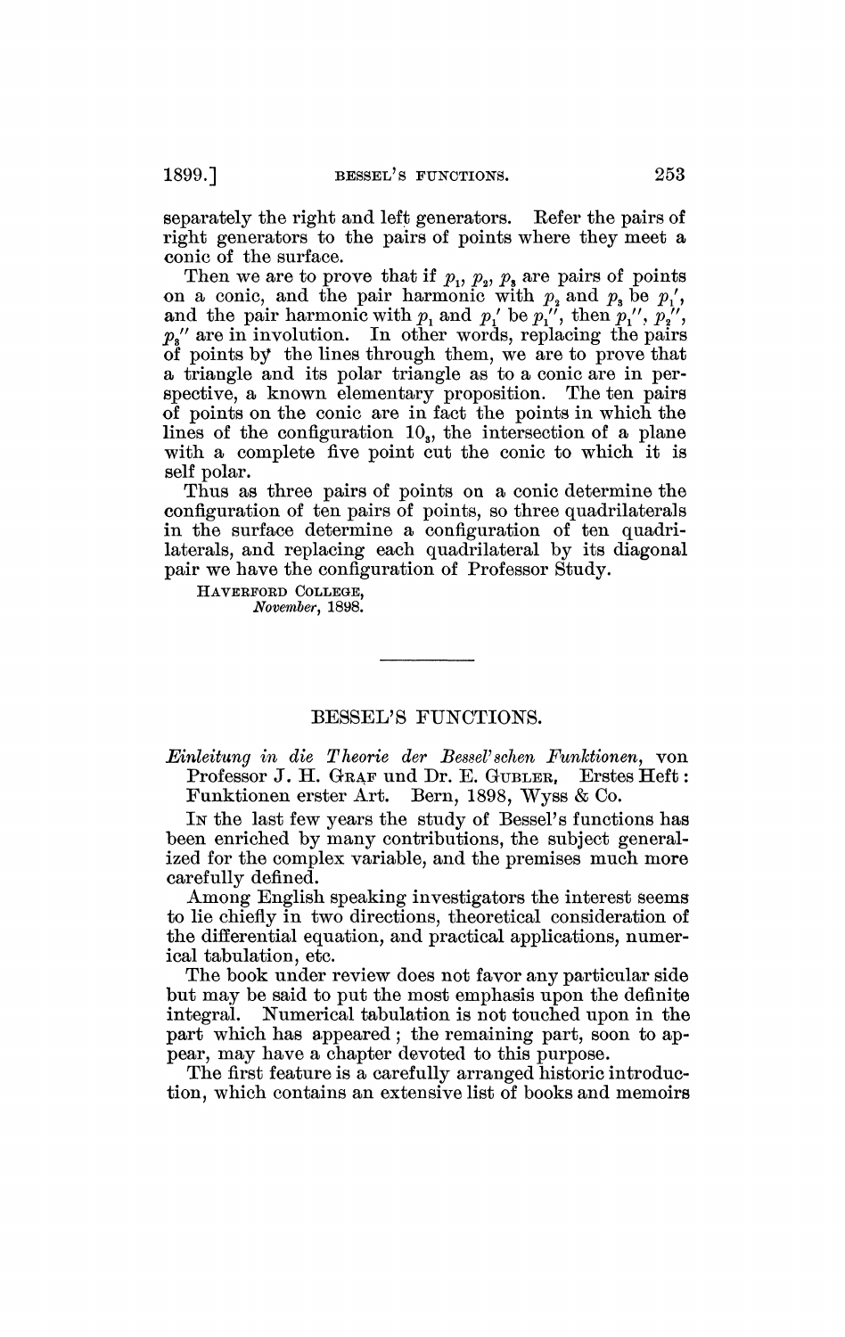separately the right and left generators. Refer the pairs of right generators to the pairs of points where they meet a conic of the surface.

Then we are to prove that if $p_1$, $p_2$, $p_3$ are pairs of points on a conic, and the pair harmonic with $p_2$ and $p_3$ be $p_1'$, and the pair harmonic with $p_1$ and $p_1'$ be $p_1''$, then $p_1''$, $p_2''$, $p_3''$ are in involution. In other words, replacing the pairs of points by the lines through them, we are to prove that a triangle and its polar triangle as to a conic are in perspective, a known elementary proposition. The ten pairs of points on the conic are in fact the points in which the lines of the configuration $10_3$, the intersection of a plane with a complete five point cut the conic to which it is self polar.

Thus as three pairs of points on a conic determine the configuration of ten pairs of points, so three quadrilaterals in the surface determine a configuration of ten quadrilaterals, and replacing each quadrilateral by its diagonal pair we have the configuration of Professor Study.

HAVERFORD COLLEGE,
*November*, 1898.

---

## BESSEL'S FUNCTIONS.

*Einleitung in die Theorie der Bessel'schen Funktionen*, von Professor J. H. GRAF und Dr. E. GUBLER. Erstes Heft: Funktionen erster Art. Bern, 1898, Wyss & Co.

IN the last few years the study of Bessel's functions has been enriched by many contributions, the subject generalized for the complex variable, and the premises much more carefully defined.

Among English speaking investigators the interest seems to lie chiefly in two directions, theoretical consideration of the differential equation, and practical applications, numerical tabulation, etc.

The book under review does not favor any particular side but may be said to put the most emphasis upon the definite integral. Numerical tabulation is not touched upon in the part which has appeared; the remaining part, soon to appear, may have a chapter devoted to this purpose.

The first feature is a carefully arranged historic introduction, which contains an extensive list of books and memoirs